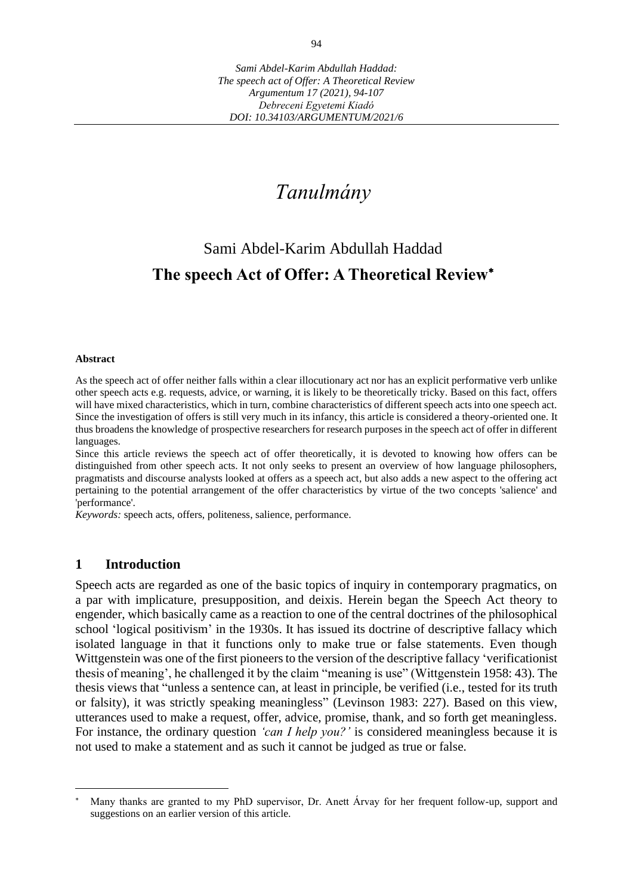Sami Abdel-Karim Abdullah Haddad:
*The speech act of Offer: A Theoretical Review*
*Argumentum 17 (2021), 94-107*
*Debreceni Egyetemi Kiadó*
*DOI: 10.34103/ARGUMENTUM/2021/6*

# *Tanulmány*

Sami Abdel-Karim Abdullah Haddad

## The speech Act of Offer: A Theoretical Review*

**Abstract**

As the speech act of offer neither falls within a clear illocutionary act nor has an explicit performative verb unlike other speech acts e.g. requests, advice, or warning, it is likely to be theoretically tricky. Based on this fact, offers will have mixed characteristics, which in turn, combine characteristics of different speech acts into one speech act. Since the investigation of offers is still very much in its infancy, this article is considered a theory-oriented one. It thus broadens the knowledge of prospective researchers for research purposes in the speech act of offer in different languages.

Since this article reviews the speech act of offer theoretically, it is devoted to knowing how offers can be distinguished from other speech acts. It not only seeks to present an overview of how language philosophers, pragmatists and discourse analysts looked at offers as a speech act, but also adds a new aspect to the offering act pertaining to the potential arrangement of the offer characteristics by virtue of the two concepts 'salience' and 'performance'.

*Keywords:* speech acts, offers, politeness, salience, performance.

## 1 Introduction

Speech acts are regarded as one of the basic topics of inquiry in contemporary pragmatics, on a par with implicature, presupposition, and deixis. Herein began the Speech Act theory to engender, which basically came as a reaction to one of the central doctrines of the philosophical school 'logical positivism' in the 1930s. It has issued its doctrine of descriptive fallacy which isolated language in that it functions only to make true or false statements. Even though Wittgenstein was one of the first pioneers to the version of the descriptive fallacy 'verificationist thesis of meaning', he challenged it by the claim "meaning is use" (Wittgenstein 1958: 43). The thesis views that "unless a sentence can, at least in principle, be verified (i.e., tested for its truth or falsity), it was strictly speaking meaningless" (Levinson 1983: 227). Based on this view, utterances used to make a request, offer, advice, promise, thank, and so forth get meaningless. For instance, the ordinary question *'can I help you?'* is considered meaningless because it is not used to make a statement and as such it cannot be judged as true or false.

* Many thanks are granted to my PhD supervisor, Dr. Anett Árvay for her frequent follow-up, support and suggestions on an earlier version of this article.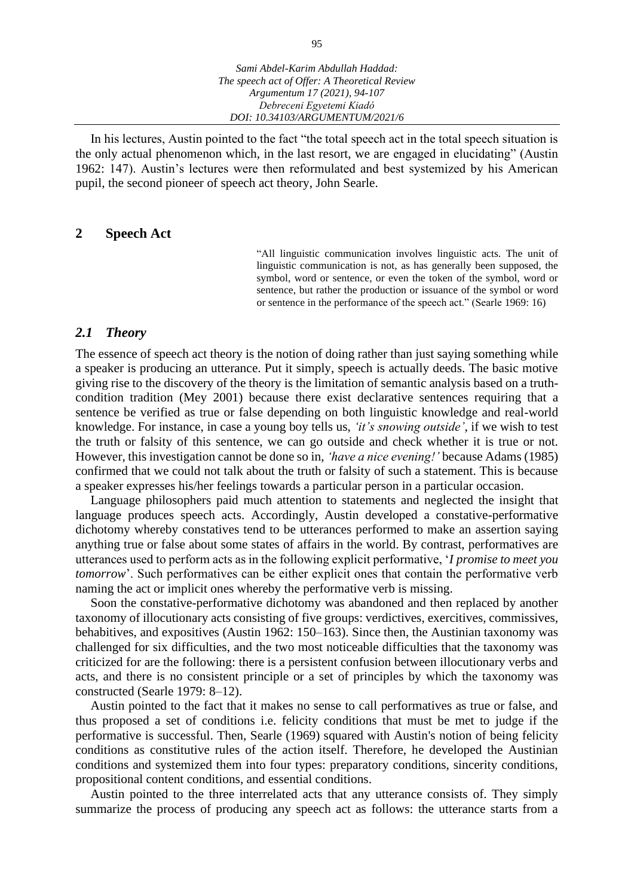In his lectures, Austin pointed to the fact "the total speech act in the total speech situation is the only actual phenomenon which, in the last resort, we are engaged in elucidating" (Austin 1962: 147). Austin's lectures were then reformulated and best systemized by his American pupil, the second pioneer of speech act theory, John Searle.

## 2 Speech Act

> "All linguistic communication involves linguistic acts. The unit of linguistic communication is not, as has generally been supposed, the symbol, word or sentence, or even the token of the symbol, word or sentence, but rather the production or issuance of the symbol or word or sentence in the performance of the speech act." (Searle 1969: 16)

### *2.1 Theory*

The essence of speech act theory is the notion of doing rather than just saying something while a speaker is producing an utterance. Put it simply, speech is actually deeds. The basic motive giving rise to the discovery of the theory is the limitation of semantic analysis based on a truth-condition tradition (Mey 2001) because there exist declarative sentences requiring that a sentence be verified as true or false depending on both linguistic knowledge and real-world knowledge. For instance, in case a young boy tells us, *'it's snowing outside'*, if we wish to test the truth or falsity of this sentence, we can go outside and check whether it is true or not. However, this investigation cannot be done so in, *'have a nice evening!'* because Adams (1985) confirmed that we could not talk about the truth or falsity of such a statement. This is because a speaker expresses his/her feelings towards a particular person in a particular occasion.

Language philosophers paid much attention to statements and neglected the insight that language produces speech acts. Accordingly, Austin developed a constative-performative dichotomy whereby constatives tend to be utterances performed to make an assertion saying anything true or false about some states of affairs in the world. By contrast, performatives are utterances used to perform acts as in the following explicit performative, '*I promise to meet you tomorrow*'. Such performatives can be either explicit ones that contain the performative verb naming the act or implicit ones whereby the performative verb is missing.

Soon the constative-performative dichotomy was abandoned and then replaced by another taxonomy of illocutionary acts consisting of five groups: verdictives, exercitives, commissives, behabitives, and expositives (Austin 1962: 150–163). Since then, the Austinian taxonomy was challenged for six difficulties, and the two most noticeable difficulties that the taxonomy was criticized for are the following: there is a persistent confusion between illocutionary verbs and acts, and there is no consistent principle or a set of principles by which the taxonomy was constructed (Searle 1979: 8–12).

Austin pointed to the fact that it makes no sense to call performatives as true or false, and thus proposed a set of conditions i.e. felicity conditions that must be met to judge if the performative is successful. Then, Searle (1969) squared with Austin's notion of being felicity conditions as constitutive rules of the action itself. Therefore, he developed the Austinian conditions and systemized them into four types: preparatory conditions, sincerity conditions, propositional content conditions, and essential conditions.

Austin pointed to the three interrelated acts that any utterance consists of. They simply summarize the process of producing any speech act as follows: the utterance starts from a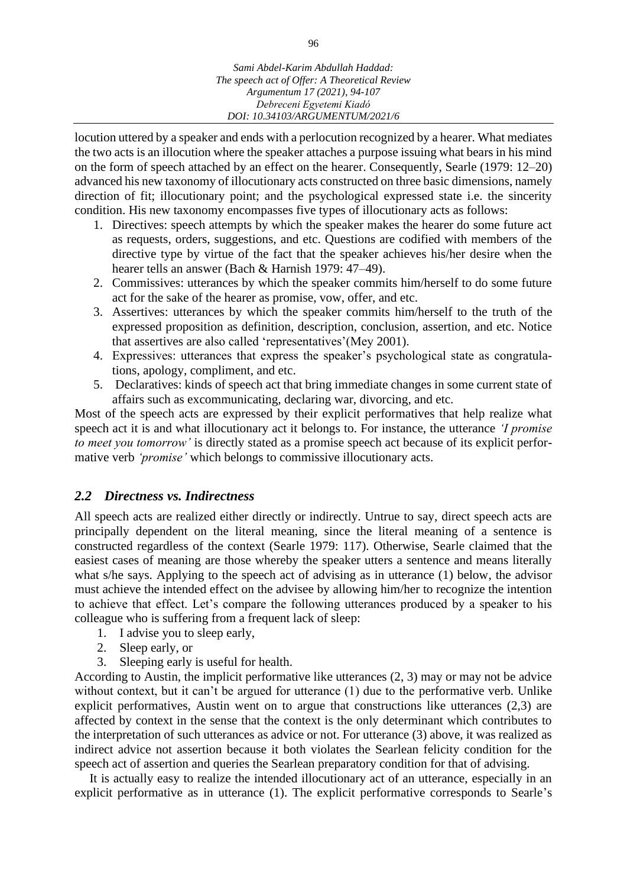locution uttered by a speaker and ends with a perlocution recognized by a hearer. What mediates the two acts is an illocution where the speaker attaches a purpose issuing what bears in his mind on the form of speech attached by an effect on the hearer. Consequently, Searle (1979: 12–20) advanced his new taxonomy of illocutionary acts constructed on three basic dimensions, namely direction of fit; illocutionary point; and the psychological expressed state i.e. the sincerity condition. His new taxonomy encompasses five types of illocutionary acts as follows:

1. Directives: speech attempts by which the speaker makes the hearer do some future act as requests, orders, suggestions, and etc. Questions are codified with members of the directive type by virtue of the fact that the speaker achieves his/her desire when the hearer tells an answer (Bach & Harnish 1979: 47–49).
2. Commissives: utterances by which the speaker commits him/herself to do some future act for the sake of the hearer as promise, vow, offer, and etc.
3. Assertives: utterances by which the speaker commits him/herself to the truth of the expressed proposition as definition, description, conclusion, assertion, and etc. Notice that assertives are also called 'representatives'(Mey 2001).
4. Expressives: utterances that express the speaker's psychological state as congratulations, apology, compliment, and etc.
5. Declaratives: kinds of speech act that bring immediate changes in some current state of affairs such as excommunicating, declaring war, divorcing, and etc.

Most of the speech acts are expressed by their explicit performatives that help realize what speech act it is and what illocutionary act it belongs to. For instance, the utterance *'I promise to meet you tomorrow'* is directly stated as a promise speech act because of its explicit performative verb *'promise'* which belongs to commissive illocutionary acts.

## *2.2 Directness vs. Indirectness*

All speech acts are realized either directly or indirectly. Untrue to say, direct speech acts are principally dependent on the literal meaning, since the literal meaning of a sentence is constructed regardless of the context (Searle 1979: 117). Otherwise, Searle claimed that the easiest cases of meaning are those whereby the speaker utters a sentence and means literally what s/he says. Applying to the speech act of advising as in utterance (1) below, the advisor must achieve the intended effect on the advisee by allowing him/her to recognize the intention to achieve that effect. Let's compare the following utterances produced by a speaker to his colleague who is suffering from a frequent lack of sleep:

1. I advise you to sleep early,
2. Sleep early, or
3. Sleeping early is useful for health.

According to Austin, the implicit performative like utterances (2, 3) may or may not be advice without context, but it can't be argued for utterance (1) due to the performative verb. Unlike explicit performatives, Austin went on to argue that constructions like utterances (2,3) are affected by context in the sense that the context is the only determinant which contributes to the interpretation of such utterances as advice or not. For utterance (3) above, it was realized as indirect advice not assertion because it both violates the Searlean felicity condition for the speech act of assertion and queries the Searlean preparatory condition for that of advising.

It is actually easy to realize the intended illocutionary act of an utterance, especially in an explicit performative as in utterance (1). The explicit performative corresponds to Searle's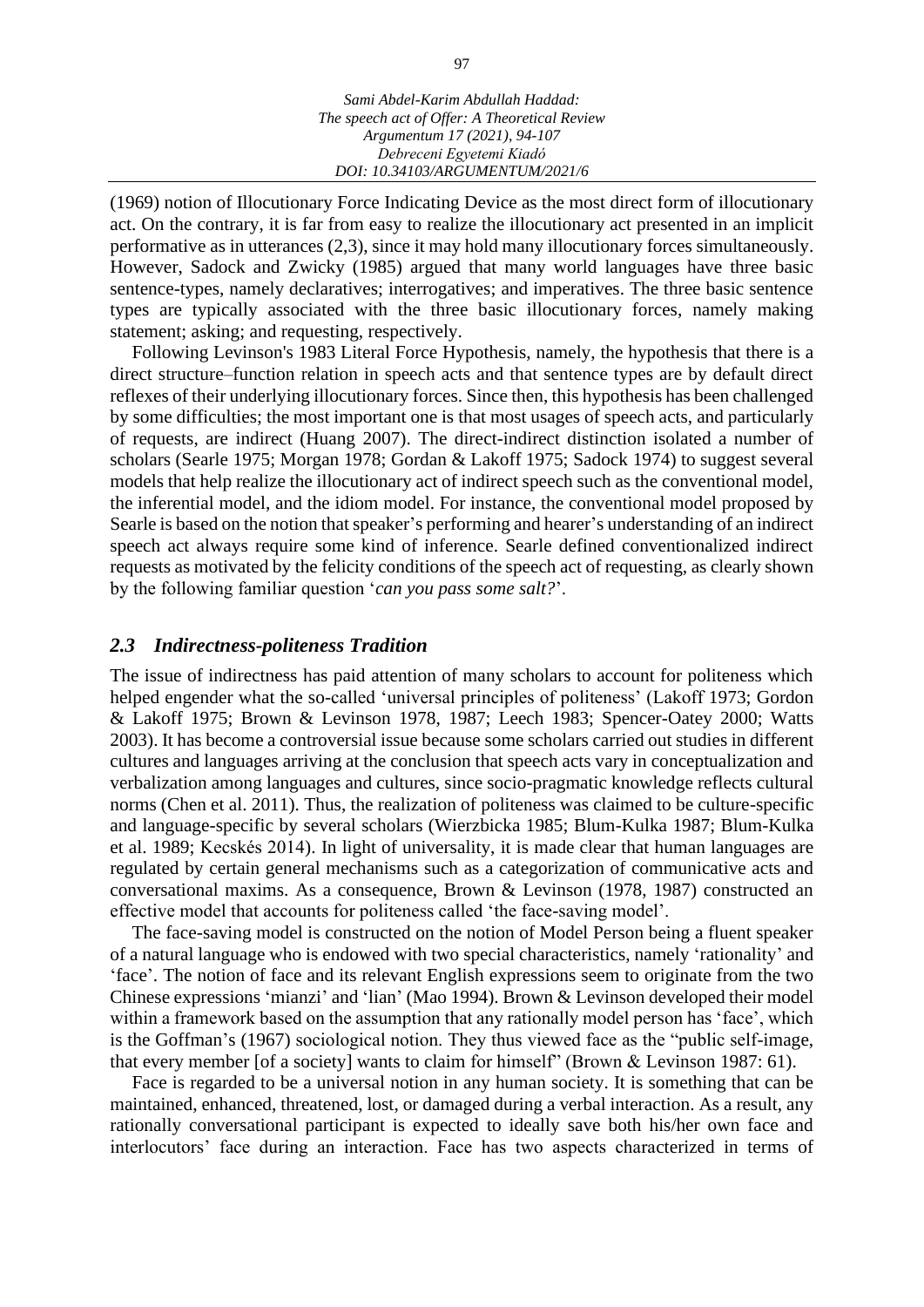(1969) notion of Illocutionary Force Indicating Device as the most direct form of illocutionary act. On the contrary, it is far from easy to realize the illocutionary act presented in an implicit performative as in utterances (2,3), since it may hold many illocutionary forces simultaneously. However, Sadock and Zwicky (1985) argued that many world languages have three basic sentence-types, namely declaratives; interrogatives; and imperatives. The three basic sentence types are typically associated with the three basic illocutionary forces, namely making statement; asking; and requesting, respectively.

Following Levinson's 1983 Literal Force Hypothesis, namely, the hypothesis that there is a direct structure–function relation in speech acts and that sentence types are by default direct reflexes of their underlying illocutionary forces. Since then, this hypothesis has been challenged by some difficulties; the most important one is that most usages of speech acts, and particularly of requests, are indirect (Huang 2007). The direct-indirect distinction isolated a number of scholars (Searle 1975; Morgan 1978; Gordan & Lakoff 1975; Sadock 1974) to suggest several models that help realize the illocutionary act of indirect speech such as the conventional model, the inferential model, and the idiom model. For instance, the conventional model proposed by Searle is based on the notion that speaker's performing and hearer's understanding of an indirect speech act always require some kind of inference. Searle defined conventionalized indirect requests as motivated by the felicity conditions of the speech act of requesting, as clearly shown by the following familiar question '*can you pass some salt?*'.

### *2.3 Indirectness-politeness Tradition*

The issue of indirectness has paid attention of many scholars to account for politeness which helped engender what the so-called 'universal principles of politeness' (Lakoff 1973; Gordon & Lakoff 1975; Brown & Levinson 1978, 1987; Leech 1983; Spencer-Oatey 2000; Watts 2003). It has become a controversial issue because some scholars carried out studies in different cultures and languages arriving at the conclusion that speech acts vary in conceptualization and verbalization among languages and cultures, since socio-pragmatic knowledge reflects cultural norms (Chen et al. 2011). Thus, the realization of politeness was claimed to be culture-specific and language-specific by several scholars (Wierzbicka 1985; Blum-Kulka 1987; Blum-Kulka et al. 1989; Kecskés 2014). In light of universality, it is made clear that human languages are regulated by certain general mechanisms such as a categorization of communicative acts and conversational maxims. As a consequence, Brown & Levinson (1978, 1987) constructed an effective model that accounts for politeness called 'the face-saving model'.

The face-saving model is constructed on the notion of Model Person being a fluent speaker of a natural language who is endowed with two special characteristics, namely 'rationality' and 'face'. The notion of face and its relevant English expressions seem to originate from the two Chinese expressions 'mianzi' and 'lian' (Mao 1994). Brown & Levinson developed their model within a framework based on the assumption that any rationally model person has 'face', which is the Goffman's (1967) sociological notion. They thus viewed face as the "public self-image, that every member [of a society] wants to claim for himself" (Brown & Levinson 1987: 61).

Face is regarded to be a universal notion in any human society. It is something that can be maintained, enhanced, threatened, lost, or damaged during a verbal interaction. As a result, any rationally conversational participant is expected to ideally save both his/her own face and interlocutors' face during an interaction. Face has two aspects characterized in terms of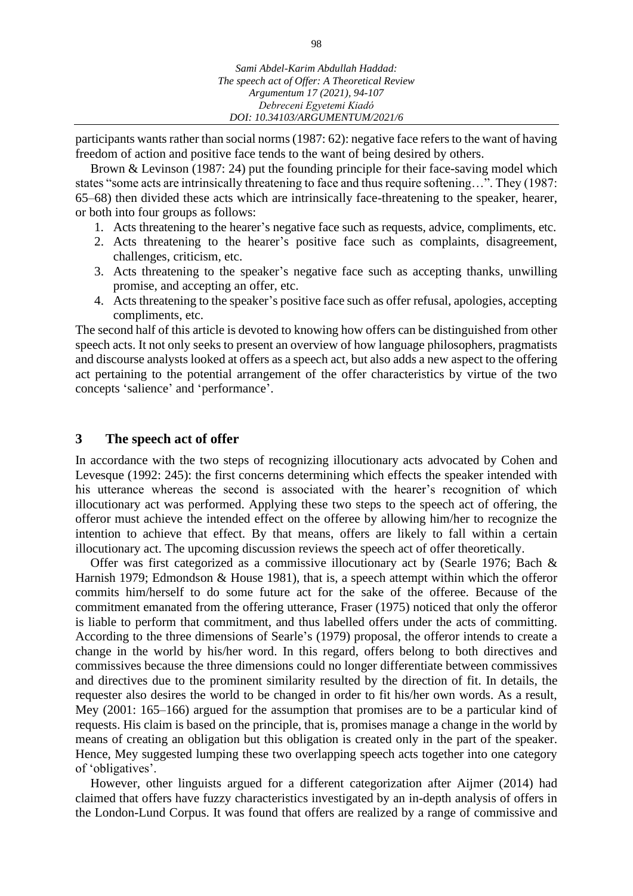participants wants rather than social norms (1987: 62): negative face refers to the want of having freedom of action and positive face tends to the want of being desired by others.

Brown & Levinson (1987: 24) put the founding principle for their face-saving model which states "some acts are intrinsically threatening to face and thus require softening…". They (1987: 65–68) then divided these acts which are intrinsically face-threatening to the speaker, hearer, or both into four groups as follows:

1. Acts threatening to the hearer's negative face such as requests, advice, compliments, etc.
2. Acts threatening to the hearer's positive face such as complaints, disagreement, challenges, criticism, etc.
3. Acts threatening to the speaker's negative face such as accepting thanks, unwilling promise, and accepting an offer, etc.
4. Acts threatening to the speaker's positive face such as offer refusal, apologies, accepting compliments, etc.

The second half of this article is devoted to knowing how offers can be distinguished from other speech acts. It not only seeks to present an overview of how language philosophers, pragmatists and discourse analysts looked at offers as a speech act, but also adds a new aspect to the offering act pertaining to the potential arrangement of the offer characteristics by virtue of the two concepts 'salience' and 'performance'.

## 3 The speech act of offer

In accordance with the two steps of recognizing illocutionary acts advocated by Cohen and Levesque (1992: 245): the first concerns determining which effects the speaker intended with his utterance whereas the second is associated with the hearer's recognition of which illocutionary act was performed. Applying these two steps to the speech act of offering, the offeror must achieve the intended effect on the offeree by allowing him/her to recognize the intention to achieve that effect. By that means, offers are likely to fall within a certain illocutionary act. The upcoming discussion reviews the speech act of offer theoretically.

Offer was first categorized as a commissive illocutionary act by (Searle 1976; Bach & Harnish 1979; Edmondson & House 1981), that is, a speech attempt within which the offeror commits him/herself to do some future act for the sake of the offeree. Because of the commitment emanated from the offering utterance, Fraser (1975) noticed that only the offeror is liable to perform that commitment, and thus labelled offers under the acts of committing. According to the three dimensions of Searle's (1979) proposal, the offeror intends to create a change in the world by his/her word. In this regard, offers belong to both directives and commissives because the three dimensions could no longer differentiate between commissives and directives due to the prominent similarity resulted by the direction of fit. In details, the requester also desires the world to be changed in order to fit his/her own words. As a result, Mey (2001: 165–166) argued for the assumption that promises are to be a particular kind of requests. His claim is based on the principle, that is, promises manage a change in the world by means of creating an obligation but this obligation is created only in the part of the speaker. Hence, Mey suggested lumping these two overlapping speech acts together into one category of 'obligatives'.

However, other linguists argued for a different categorization after Aijmer (2014) had claimed that offers have fuzzy characteristics investigated by an in-depth analysis of offers in the London-Lund Corpus. It was found that offers are realized by a range of commissive and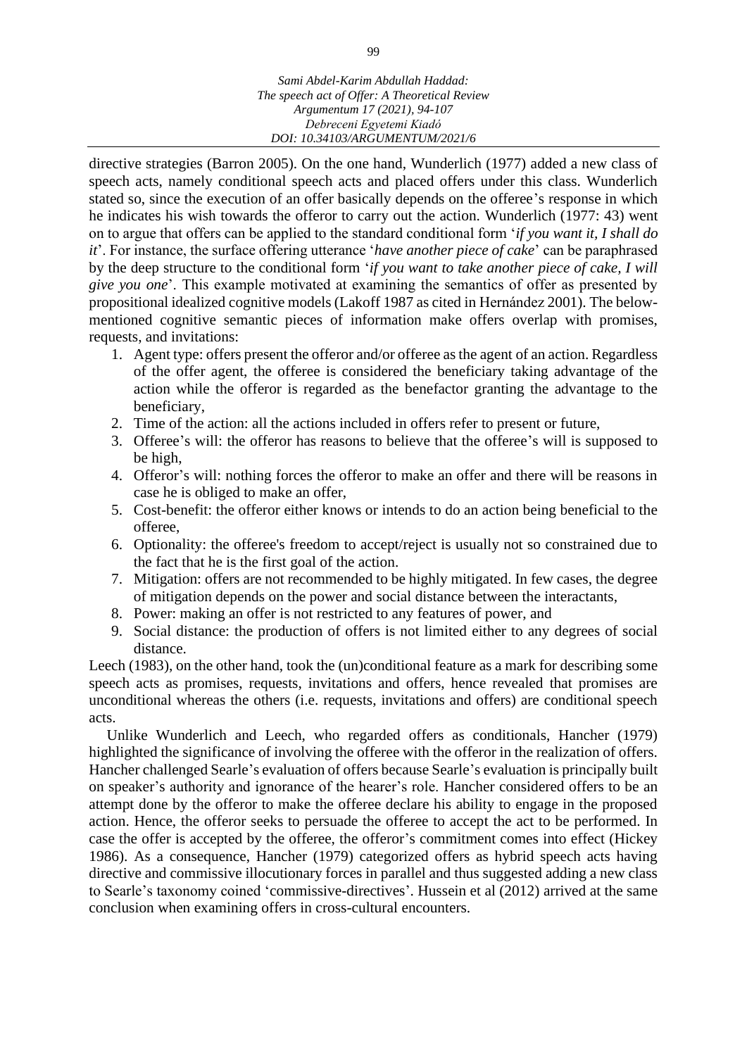directive strategies (Barron 2005). On the one hand, Wunderlich (1977) added a new class of speech acts, namely conditional speech acts and placed offers under this class. Wunderlich stated so, since the execution of an offer basically depends on the offeree's response in which he indicates his wish towards the offeror to carry out the action. Wunderlich (1977: 43) went on to argue that offers can be applied to the standard conditional form '*if you want it, I shall do it*'. For instance, the surface offering utterance '*have another piece of cake*' can be paraphrased by the deep structure to the conditional form '*if you want to take another piece of cake, I will give you one*'. This example motivated at examining the semantics of offer as presented by propositional idealized cognitive models (Lakoff 1987 as cited in Hernández 2001). The below-mentioned cognitive semantic pieces of information make offers overlap with promises, requests, and invitations:

1. Agent type: offers present the offeror and/or offeree as the agent of an action. Regardless of the offer agent, the offeree is considered the beneficiary taking advantage of the action while the offeror is regarded as the benefactor granting the advantage to the beneficiary,
2. Time of the action: all the actions included in offers refer to present or future,
3. Offeree's will: the offeror has reasons to believe that the offeree's will is supposed to be high,
4. Offeror's will: nothing forces the offeror to make an offer and there will be reasons in case he is obliged to make an offer,
5. Cost-benefit: the offeror either knows or intends to do an action being beneficial to the offeree,
6. Optionality: the offeree's freedom to accept/reject is usually not so constrained due to the fact that he is the first goal of the action.
7. Mitigation: offers are not recommended to be highly mitigated. In few cases, the degree of mitigation depends on the power and social distance between the interactants,
8. Power: making an offer is not restricted to any features of power, and
9. Social distance: the production of offers is not limited either to any degrees of social distance.

Leech (1983), on the other hand, took the (un)conditional feature as a mark for describing some speech acts as promises, requests, invitations and offers, hence revealed that promises are unconditional whereas the others (i.e. requests, invitations and offers) are conditional speech acts.

Unlike Wunderlich and Leech, who regarded offers as conditionals, Hancher (1979) highlighted the significance of involving the offeree with the offeror in the realization of offers. Hancher challenged Searle's evaluation of offers because Searle's evaluation is principally built on speaker's authority and ignorance of the hearer's role. Hancher considered offers to be an attempt done by the offeror to make the offeree declare his ability to engage in the proposed action. Hence, the offeror seeks to persuade the offeree to accept the act to be performed. In case the offer is accepted by the offeree, the offeror's commitment comes into effect (Hickey 1986). As a consequence, Hancher (1979) categorized offers as hybrid speech acts having directive and commissive illocutionary forces in parallel and thus suggested adding a new class to Searle's taxonomy coined 'commissive-directives'. Hussein et al (2012) arrived at the same conclusion when examining offers in cross-cultural encounters.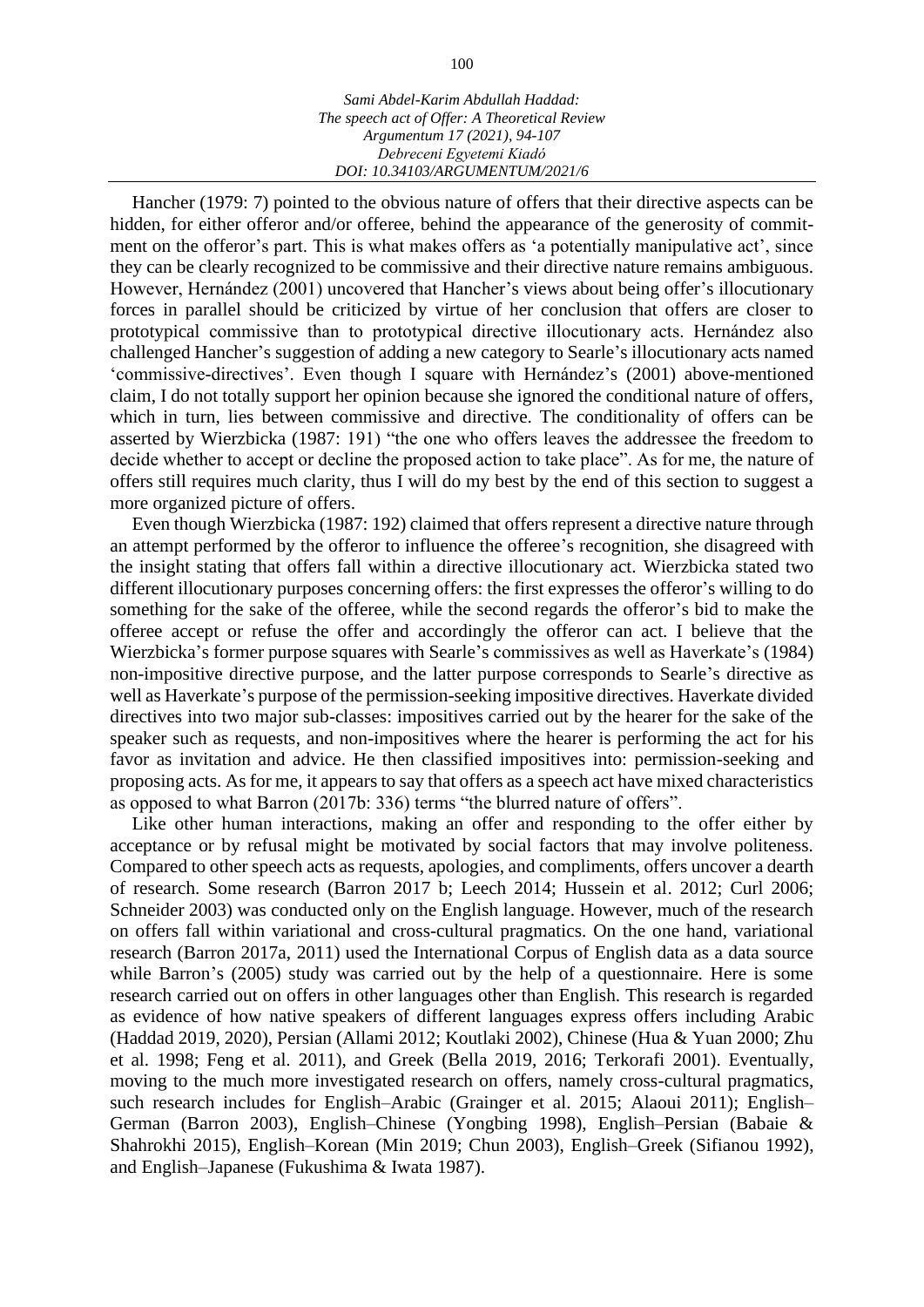Hancher (1979: 7) pointed to the obvious nature of offers that their directive aspects can be hidden, for either offeror and/or offeree, behind the appearance of the generosity of commitment on the offeror's part. This is what makes offers as 'a potentially manipulative act', since they can be clearly recognized to be commissive and their directive nature remains ambiguous. However, Hernández (2001) uncovered that Hancher's views about being offer's illocutionary forces in parallel should be criticized by virtue of her conclusion that offers are closer to prototypical commissive than to prototypical directive illocutionary acts. Hernández also challenged Hancher's suggestion of adding a new category to Searle's illocutionary acts named 'commissive-directives'. Even though I square with Hernández's (2001) above-mentioned claim, I do not totally support her opinion because she ignored the conditional nature of offers, which in turn, lies between commissive and directive. The conditionality of offers can be asserted by Wierzbicka (1987: 191) "the one who offers leaves the addressee the freedom to decide whether to accept or decline the proposed action to take place". As for me, the nature of offers still requires much clarity, thus I will do my best by the end of this section to suggest a more organized picture of offers.

Even though Wierzbicka (1987: 192) claimed that offers represent a directive nature through an attempt performed by the offeror to influence the offeree's recognition, she disagreed with the insight stating that offers fall within a directive illocutionary act. Wierzbicka stated two different illocutionary purposes concerning offers: the first expresses the offeror's willing to do something for the sake of the offeree, while the second regards the offeror's bid to make the offeree accept or refuse the offer and accordingly the offeror can act. I believe that the Wierzbicka's former purpose squares with Searle's commissives as well as Haverkate's (1984) non-impositive directive purpose, and the latter purpose corresponds to Searle's directive as well as Haverkate's purpose of the permission-seeking impositive directives. Haverkate divided directives into two major sub-classes: impositives carried out by the hearer for the sake of the speaker such as requests, and non-impositives where the hearer is performing the act for his favor as invitation and advice. He then classified impositives into: permission-seeking and proposing acts. As for me, it appears to say that offers as a speech act have mixed characteristics as opposed to what Barron (2017b: 336) terms "the blurred nature of offers".

Like other human interactions, making an offer and responding to the offer either by acceptance or by refusal might be motivated by social factors that may involve politeness. Compared to other speech acts as requests, apologies, and compliments, offers uncover a dearth of research. Some research (Barron 2017 b; Leech 2014; Hussein et al. 2012; Curl 2006; Schneider 2003) was conducted only on the English language. However, much of the research on offers fall within variational and cross-cultural pragmatics. On the one hand, variational research (Barron 2017a, 2011) used the International Corpus of English data as a data source while Barron's (2005) study was carried out by the help of a questionnaire. Here is some research carried out on offers in other languages other than English. This research is regarded as evidence of how native speakers of different languages express offers including Arabic (Haddad 2019, 2020), Persian (Allami 2012; Koutlaki 2002), Chinese (Hua & Yuan 2000; Zhu et al. 1998; Feng et al. 2011), and Greek (Bella 2019, 2016; Terkorafi 2001). Eventually, moving to the much more investigated research on offers, namely cross-cultural pragmatics, such research includes for English–Arabic (Grainger et al. 2015; Alaoui 2011); English–German (Barron 2003), English–Chinese (Yongbing 1998), English–Persian (Babaie & Shahrokhi 2015), English–Korean (Min 2019; Chun 2003), English–Greek (Sifianou 1992), and English–Japanese (Fukushima & Iwata 1987).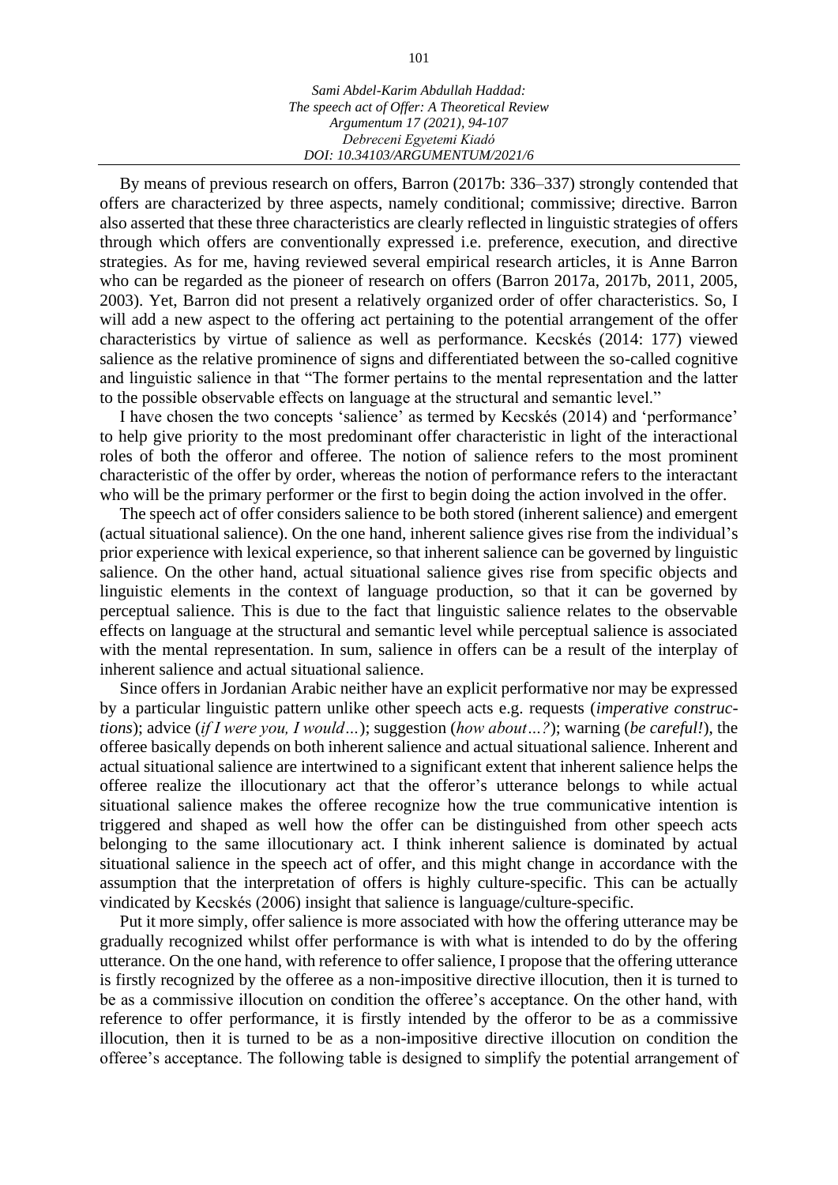By means of previous research on offers, Barron (2017b: 336–337) strongly contended that offers are characterized by three aspects, namely conditional; commissive; directive. Barron also asserted that these three characteristics are clearly reflected in linguistic strategies of offers through which offers are conventionally expressed i.e. preference, execution, and directive strategies. As for me, having reviewed several empirical research articles, it is Anne Barron who can be regarded as the pioneer of research on offers (Barron 2017a, 2017b, 2011, 2005, 2003). Yet, Barron did not present a relatively organized order of offer characteristics. So, I will add a new aspect to the offering act pertaining to the potential arrangement of the offer characteristics by virtue of salience as well as performance. Kecskés (2014: 177) viewed salience as the relative prominence of signs and differentiated between the so-called cognitive and linguistic salience in that "The former pertains to the mental representation and the latter to the possible observable effects on language at the structural and semantic level."

I have chosen the two concepts 'salience' as termed by Kecskés (2014) and 'performance' to help give priority to the most predominant offer characteristic in light of the interactional roles of both the offeror and offeree. The notion of salience refers to the most prominent characteristic of the offer by order, whereas the notion of performance refers to the interactant who will be the primary performer or the first to begin doing the action involved in the offer.

The speech act of offer considers salience to be both stored (inherent salience) and emergent (actual situational salience). On the one hand, inherent salience gives rise from the individual's prior experience with lexical experience, so that inherent salience can be governed by linguistic salience. On the other hand, actual situational salience gives rise from specific objects and linguistic elements in the context of language production, so that it can be governed by perceptual salience. This is due to the fact that linguistic salience relates to the observable effects on language at the structural and semantic level while perceptual salience is associated with the mental representation. In sum, salience in offers can be a result of the interplay of inherent salience and actual situational salience.

Since offers in Jordanian Arabic neither have an explicit performative nor may be expressed by a particular linguistic pattern unlike other speech acts e.g. requests (*imperative constructions*); advice (*if I were you, I would…*); suggestion (*how about…?*); warning (*be careful!*), the offeree basically depends on both inherent salience and actual situational salience. Inherent and actual situational salience are intertwined to a significant extent that inherent salience helps the offeree realize the illocutionary act that the offeror's utterance belongs to while actual situational salience makes the offeree recognize how the true communicative intention is triggered and shaped as well how the offer can be distinguished from other speech acts belonging to the same illocutionary act. I think inherent salience is dominated by actual situational salience in the speech act of offer, and this might change in accordance with the assumption that the interpretation of offers is highly culture-specific. This can be actually vindicated by Kecskés (2006) insight that salience is language/culture-specific.

Put it more simply, offer salience is more associated with how the offering utterance may be gradually recognized whilst offer performance is with what is intended to do by the offering utterance. On the one hand, with reference to offer salience, I propose that the offering utterance is firstly recognized by the offeree as a non-impositive directive illocution, then it is turned to be as a commissive illocution on condition the offeree's acceptance. On the other hand, with reference to offer performance, it is firstly intended by the offeror to be as a commissive illocution, then it is turned to be as a non-impositive directive illocution on condition the offeree's acceptance. The following table is designed to simplify the potential arrangement of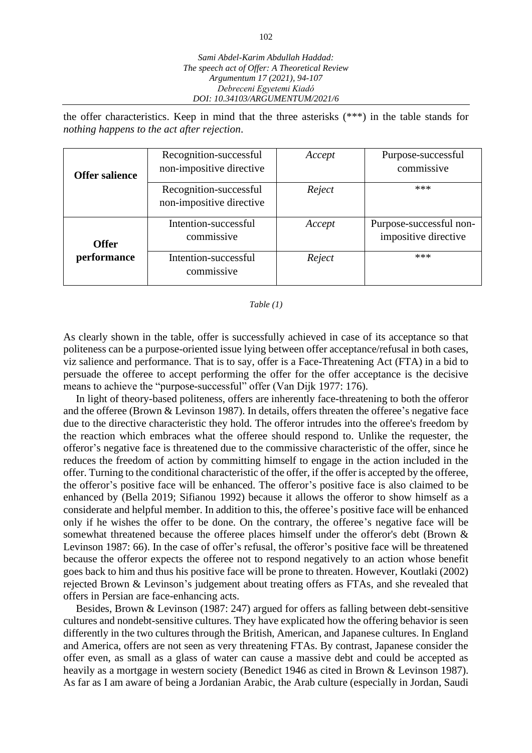the offer characteristics. Keep in mind that the three asterisks (***) in the table stands for *nothing happens to the act after rejection*.

| | | | |
|---|---|---|---|
| **Offer salience** | Recognition-successful non-impositive directive | *Accept* | Purpose-successful commissive |
| | Recognition-successful non-impositive directive | *Reject* | *** |
| **Offer performance** | Intention-successful commissive | *Accept* | Purpose-successful non-impositive directive |
| | Intention-successful commissive | *Reject* | *** |

*Table (1)*

As clearly shown in the table, offer is successfully achieved in case of its acceptance so that politeness can be a purpose-oriented issue lying between offer acceptance/refusal in both cases, viz salience and performance. That is to say, offer is a Face-Threatening Act (FTA) in a bid to persuade the offeree to accept performing the offer for the offer acceptance is the decisive means to achieve the "purpose-successful" offer (Van Dijk 1977: 176).

In light of theory-based politeness, offers are inherently face-threatening to both the offeror and the offeree (Brown & Levinson 1987). In details, offers threaten the offeree's negative face due to the directive characteristic they hold. The offeror intrudes into the offeree's freedom by the reaction which embraces what the offeree should respond to. Unlike the requester, the offeror's negative face is threatened due to the commissive characteristic of the offer, since he reduces the freedom of action by committing himself to engage in the action included in the offer. Turning to the conditional characteristic of the offer, if the offer is accepted by the offeree, the offeror's positive face will be enhanced. The offeror's positive face is also claimed to be enhanced by (Bella 2019; Sifianou 1992) because it allows the offeror to show himself as a considerate and helpful member. In addition to this, the offeree's positive face will be enhanced only if he wishes the offer to be done. On the contrary, the offeree's negative face will be somewhat threatened because the offeree places himself under the offeror's debt (Brown & Levinson 1987: 66). In the case of offer's refusal, the offeror's positive face will be threatened because the offeror expects the offeree not to respond negatively to an action whose benefit goes back to him and thus his positive face will be prone to threaten. However, Koutlaki (2002) rejected Brown & Levinson's judgement about treating offers as FTAs, and she revealed that offers in Persian are face-enhancing acts.

Besides, Brown & Levinson (1987: 247) argued for offers as falling between debt-sensitive cultures and nondebt-sensitive cultures. They have explicated how the offering behavior is seen differently in the two cultures through the British, American, and Japanese cultures. In England and America, offers are not seen as very threatening FTAs. By contrast, Japanese consider the offer even, as small as a glass of water can cause a massive debt and could be accepted as heavily as a mortgage in western society (Benedict 1946 as cited in Brown & Levinson 1987). As far as I am aware of being a Jordanian Arabic, the Arab culture (especially in Jordan, Saudi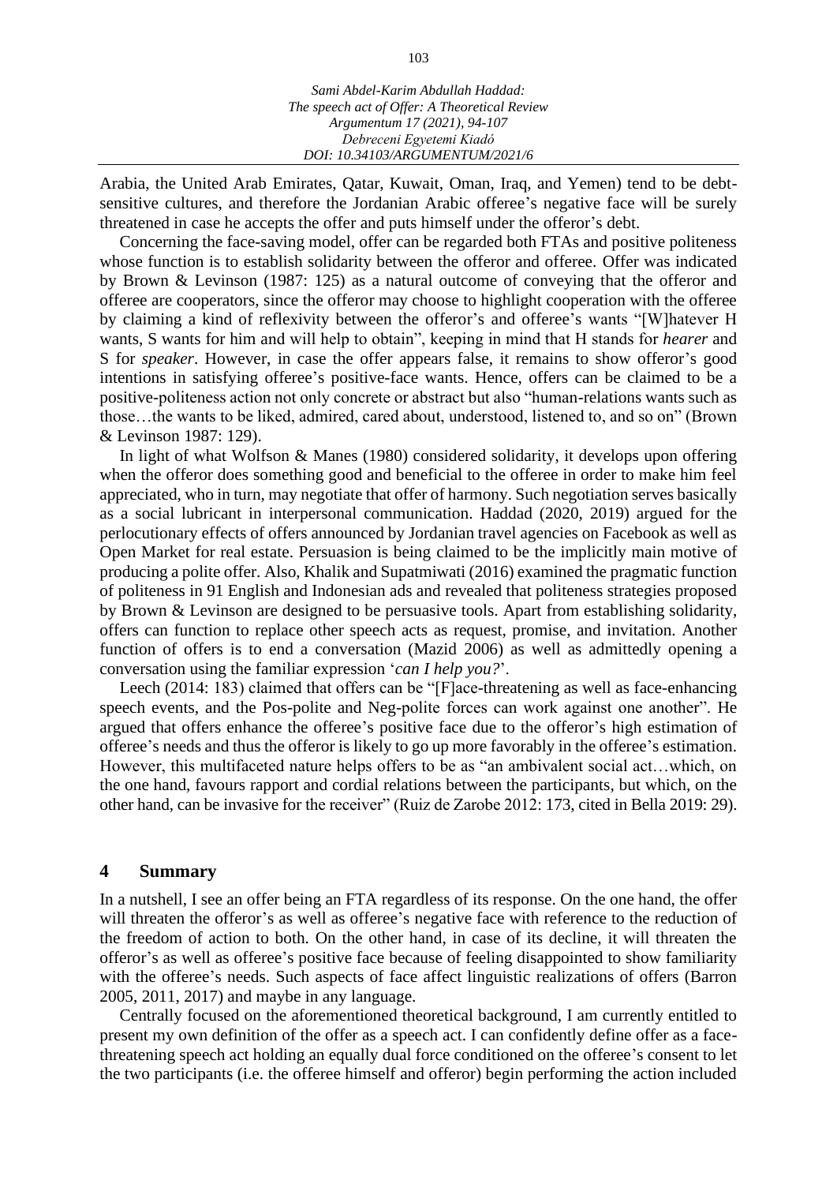Arabia, the United Arab Emirates, Qatar, Kuwait, Oman, Iraq, and Yemen) tend to be debt-sensitive cultures, and therefore the Jordanian Arabic offeree's negative face will be surely threatened in case he accepts the offer and puts himself under the offeror's debt.

Concerning the face-saving model, offer can be regarded both FTAs and positive politeness whose function is to establish solidarity between the offeror and offeree. Offer was indicated by Brown & Levinson (1987: 125) as a natural outcome of conveying that the offeror and offeree are cooperators, since the offeror may choose to highlight cooperation with the offeree by claiming a kind of reflexivity between the offeror's and offeree's wants "[W]hatever H wants, S wants for him and will help to obtain", keeping in mind that H stands for *hearer* and S for *speaker*. However, in case the offer appears false, it remains to show offeror's good intentions in satisfying offeree's positive-face wants. Hence, offers can be claimed to be a positive-politeness action not only concrete or abstract but also "human-relations wants such as those…the wants to be liked, admired, cared about, understood, listened to, and so on" (Brown & Levinson 1987: 129).

In light of what Wolfson & Manes (1980) considered solidarity, it develops upon offering when the offeror does something good and beneficial to the offeree in order to make him feel appreciated, who in turn, may negotiate that offer of harmony. Such negotiation serves basically as a social lubricant in interpersonal communication. Haddad (2020, 2019) argued for the perlocutionary effects of offers announced by Jordanian travel agencies on Facebook as well as Open Market for real estate. Persuasion is being claimed to be the implicitly main motive of producing a polite offer. Also, Khalik and Supatmiwati (2016) examined the pragmatic function of politeness in 91 English and Indonesian ads and revealed that politeness strategies proposed by Brown & Levinson are designed to be persuasive tools. Apart from establishing solidarity, offers can function to replace other speech acts as request, promise, and invitation. Another function of offers is to end a conversation (Mazid 2006) as well as admittedly opening a conversation using the familiar expression '*can I help you?*'.

Leech (2014: 183) claimed that offers can be "[F]ace-threatening as well as face-enhancing speech events, and the Pos-polite and Neg-polite forces can work against one another". He argued that offers enhance the offeree's positive face due to the offeror's high estimation of offeree's needs and thus the offeror is likely to go up more favorably in the offeree's estimation. However, this multifaceted nature helps offers to be as "an ambivalent social act…which, on the one hand, favours rapport and cordial relations between the participants, but which, on the other hand, can be invasive for the receiver" (Ruiz de Zarobe 2012: 173, cited in Bella 2019: 29).

## 4 Summary

In a nutshell, I see an offer being an FTA regardless of its response. On the one hand, the offer will threaten the offeror's as well as offeree's negative face with reference to the reduction of the freedom of action to both. On the other hand, in case of its decline, it will threaten the offeror's as well as offeree's positive face because of feeling disappointed to show familiarity with the offeree's needs. Such aspects of face affect linguistic realizations of offers (Barron 2005, 2011, 2017) and maybe in any language.

Centrally focused on the aforementioned theoretical background, I am currently entitled to present my own definition of the offer as a speech act. I can confidently define offer as a face-threatening speech act holding an equally dual force conditioned on the offeree's consent to let the two participants (i.e. the offeree himself and offeror) begin performing the action included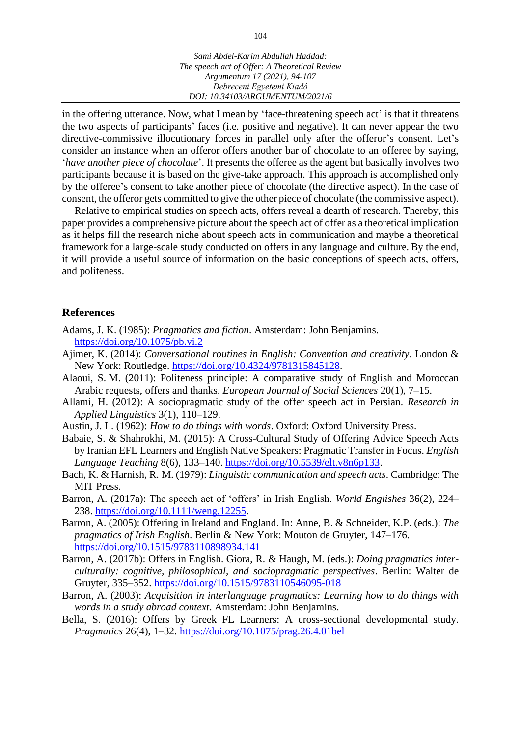in the offering utterance. Now, what I mean by 'face-threatening speech act' is that it threatens the two aspects of participants' faces (i.e. positive and negative). It can never appear the two directive-commissive illocutionary forces in parallel only after the offeror's consent. Let's consider an instance when an offeror offers another bar of chocolate to an offeree by saying, '*have another piece of chocolate*'. It presents the offeree as the agent but basically involves two participants because it is based on the give-take approach. This approach is accomplished only by the offeree's consent to take another piece of chocolate (the directive aspect). In the case of consent, the offeror gets committed to give the other piece of chocolate (the commissive aspect).

Relative to empirical studies on speech acts, offers reveal a dearth of research. Thereby, this paper provides a comprehensive picture about the speech act of offer as a theoretical implication as it helps fill the research niche about speech acts in communication and maybe a theoretical framework for a large-scale study conducted on offers in any language and culture. By the end, it will provide a useful source of information on the basic conceptions of speech acts, offers, and politeness.

## References

Adams, J. K. (1985): *Pragmatics and fiction*. Amsterdam: John Benjamins. https://doi.org/10.1075/pb.vi.2

Ajimer, K. (2014): *Conversational routines in English: Convention and creativity*. London & New York: Routledge. https://doi.org/10.4324/9781315845128.

Alaoui, S. M. (2011): Politeness principle: A comparative study of English and Moroccan Arabic requests, offers and thanks. *European Journal of Social Sciences* 20(1), 7–15.

Allami, H. (2012): A sociopragmatic study of the offer speech act in Persian. *Research in Applied Linguistics* 3(1), 110–129.

Austin, J. L. (1962): *How to do things with words*. Oxford: Oxford University Press.

Babaie, S. & Shahrokhi, M. (2015): A Cross-Cultural Study of Offering Advice Speech Acts by Iranian EFL Learners and English Native Speakers: Pragmatic Transfer in Focus. *English Language Teaching* 8(6), 133–140. https://doi.org/10.5539/elt.v8n6p133.

Bach, K. & Harnish, R. M. (1979): *Linguistic communication and speech acts*. Cambridge: The MIT Press.

Barron, A. (2017a): The speech act of 'offers' in Irish English. *World Englishes* 36(2), 224–238. https://doi.org/10.1111/weng.12255.

Barron, A. (2005): Offering in Ireland and England. In: Anne, B. & Schneider, K.P. (eds.): *The pragmatics of Irish English*. Berlin & New York: Mouton de Gruyter, 147–176. https://doi.org/10.1515/9783110898934.141

Barron, A. (2017b): Offers in English. Giora, R. & Haugh, M. (eds.): *Doing pragmatics inter-culturally: cognitive, philosophical, and sociopragmatic perspectives*. Berlin: Walter de Gruyter, 335–352. https://doi.org/10.1515/9783110546095-018

Barron, A. (2003): *Acquisition in interlanguage pragmatics: Learning how to do things with words in a study abroad context*. Amsterdam: John Benjamins.

Bella, S. (2016): Offers by Greek FL Learners: A cross-sectional developmental study. *Pragmatics* 26(4), 1–32. https://doi.org/10.1075/prag.26.4.01bel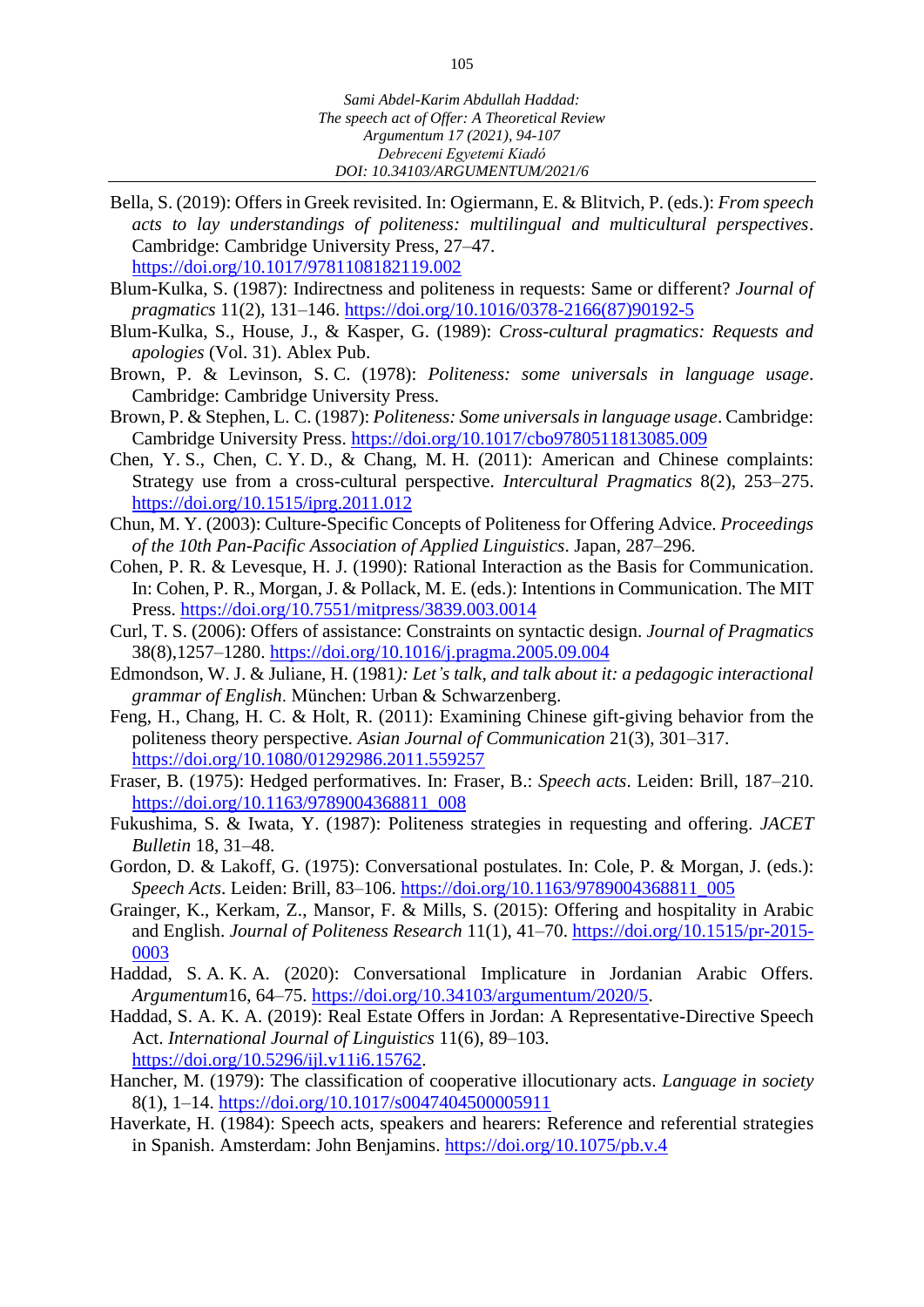Bella, S. (2019): Offers in Greek revisited. In: Ogiermann, E. & Blitvich, P. (eds.): *From speech acts to lay understandings of politeness: multilingual and multicultural perspectives*. Cambridge: Cambridge University Press, 27–47. https://doi.org/10.1017/9781108182119.002

Blum-Kulka, S. (1987): Indirectness and politeness in requests: Same or different? *Journal of pragmatics* 11(2), 131–146. https://doi.org/10.1016/0378-2166(87)90192-5

Blum-Kulka, S., House, J., & Kasper, G. (1989): *Cross-cultural pragmatics: Requests and apologies* (Vol. 31). Ablex Pub.

Brown, P. & Levinson, S. C. (1978): *Politeness: some universals in language usage*. Cambridge: Cambridge University Press.

Brown, P. & Stephen, L. C. (1987): *Politeness: Some universals in language usage*. Cambridge: Cambridge University Press. https://doi.org/10.1017/cbo9780511813085.009

Chen, Y. S., Chen, C. Y. D., & Chang, M. H. (2011): American and Chinese complaints: Strategy use from a cross-cultural perspective. *Intercultural Pragmatics* 8(2), 253–275. https://doi.org/10.1515/iprg.2011.012

Chun, M. Y. (2003): Culture-Specific Concepts of Politeness for Offering Advice. *Proceedings of the 10th Pan-Pacific Association of Applied Linguistics*. Japan, 287–296.

Cohen, P. R. & Levesque, H. J. (1990): Rational Interaction as the Basis for Communication. In: Cohen, P. R., Morgan, J. & Pollack, M. E. (eds.): Intentions in Communication. The MIT Press. https://doi.org/10.7551/mitpress/3839.003.0014

Curl, T. S. (2006): Offers of assistance: Constraints on syntactic design. *Journal of Pragmatics* 38(8),1257–1280. https://doi.org/10.1016/j.pragma.2005.09.004

Edmondson, W. J. & Juliane, H. (1981*): Let's talk, and talk about it: a pedagogic interactional grammar of English*. München: Urban & Schwarzenberg.

Feng, H., Chang, H. C. & Holt, R. (2011): Examining Chinese gift-giving behavior from the politeness theory perspective. *Asian Journal of Communication* 21(3), 301–317. https://doi.org/10.1080/01292986.2011.559257

Fraser, B. (1975): Hedged performatives. In: Fraser, B.: *Speech acts*. Leiden: Brill, 187–210. https://doi.org/10.1163/9789004368811_008

Fukushima, S. & Iwata, Y. (1987): Politeness strategies in requesting and offering. *JACET Bulletin* 18, 31–48.

Gordon, D. & Lakoff, G. (1975): Conversational postulates. In: Cole, P. & Morgan, J. (eds.): *Speech Acts*. Leiden: Brill, 83–106. https://doi.org/10.1163/9789004368811_005

Grainger, K., Kerkam, Z., Mansor, F. & Mills, S. (2015): Offering and hospitality in Arabic and English. *Journal of Politeness Research* 11(1), 41–70. https://doi.org/10.1515/pr-2015-0003

Haddad, S. A. K. A. (2020): Conversational Implicature in Jordanian Arabic Offers. *Argumentum*16, 64–75. https://doi.org/10.34103/argumentum/2020/5.

Haddad, S. A. K. A. (2019): Real Estate Offers in Jordan: A Representative-Directive Speech Act. *International Journal of Linguistics* 11(6), 89–103. https://doi.org/10.5296/ijl.v11i6.15762.

Hancher, M. (1979): The classification of cooperative illocutionary acts. *Language in society* 8(1), 1–14. https://doi.org/10.1017/s0047404500005911

Haverkate, H. (1984): Speech acts, speakers and hearers: Reference and referential strategies in Spanish. Amsterdam: John Benjamins. https://doi.org/10.1075/pb.v.4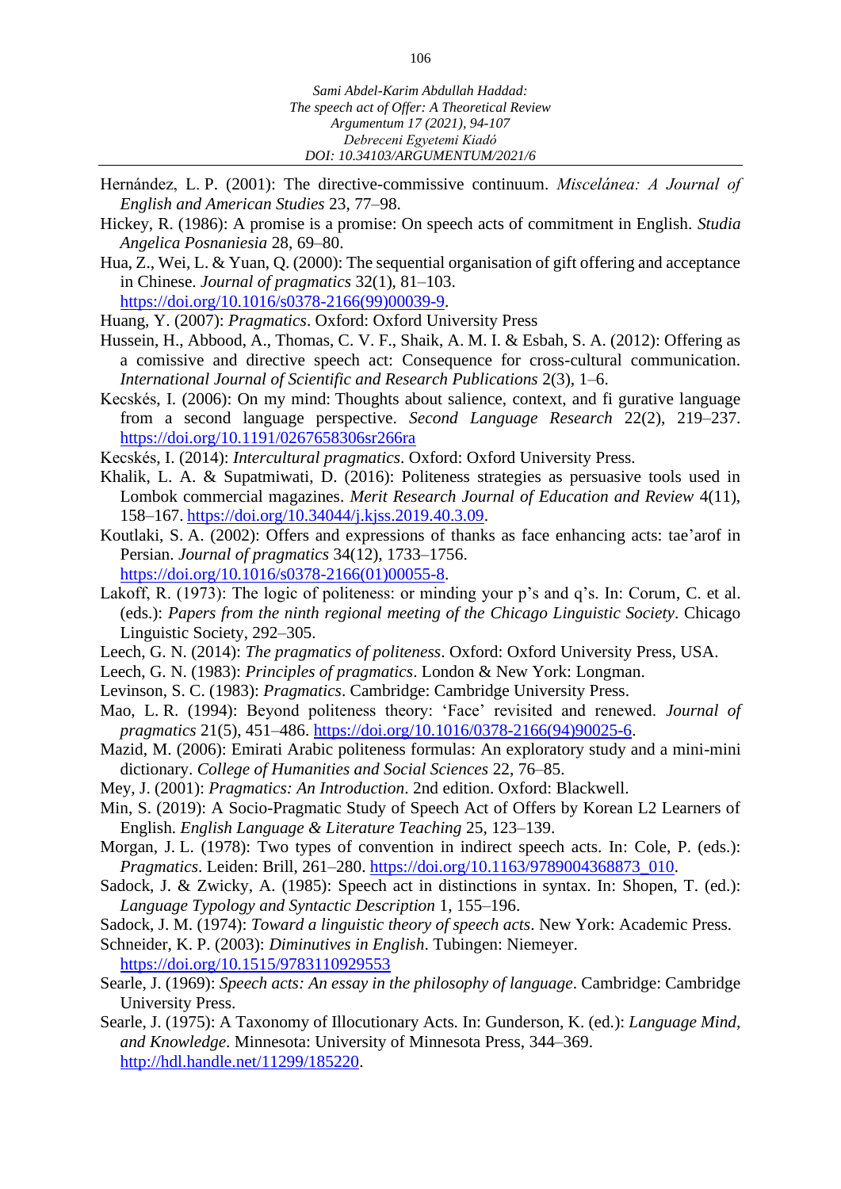Hernández, L. P. (2001): The directive-commissive continuum. *Miscelánea: A Journal of English and American Studies* 23, 77–98.

Hickey, R. (1986): A promise is a promise: On speech acts of commitment in English. *Studia Angelica Posnaniesia* 28, 69–80.

Hua, Z., Wei, L. & Yuan, Q. (2000): The sequential organisation of gift offering and acceptance in Chinese. *Journal of pragmatics* 32(1), 81–103. https://doi.org/10.1016/s0378-2166(99)00039-9.

Huang, Y. (2007): *Pragmatics*. Oxford: Oxford University Press

Hussein, H., Abbood, A., Thomas, C. V. F., Shaik, A. M. I. & Esbah, S. A. (2012): Offering as a comissive and directive speech act: Consequence for cross-cultural communication. *International Journal of Scientific and Research Publications* 2(3), 1–6.

Kecskés, I. (2006): On my mind: Thoughts about salience, context, and fi gurative language from a second language perspective. *Second Language Research* 22(2), 219–237. https://doi.org/10.1191/0267658306sr266ra

Kecskés, I. (2014): *Intercultural pragmatics*. Oxford: Oxford University Press.

Khalik, L. A. & Supatmiwati, D. (2016): Politeness strategies as persuasive tools used in Lombok commercial magazines. *Merit Research Journal of Education and Review* 4(11), 158–167. https://doi.org/10.34044/j.kjss.2019.40.3.09.

Koutlaki, S. A. (2002): Offers and expressions of thanks as face enhancing acts: tae'arof in Persian. *Journal of pragmatics* 34(12), 1733–1756. https://doi.org/10.1016/s0378-2166(01)00055-8.

Lakoff, R. (1973): The logic of politeness: or minding your p's and q's. In: Corum, C. et al. (eds.): *Papers from the ninth regional meeting of the Chicago Linguistic Society*. Chicago Linguistic Society, 292–305.

Leech, G. N. (2014): *The pragmatics of politeness*. Oxford: Oxford University Press, USA.

Leech, G. N. (1983): *Principles of pragmatics*. London & New York: Longman.

Levinson, S. C. (1983): *Pragmatics*. Cambridge: Cambridge University Press.

Mao, L. R. (1994): Beyond politeness theory: 'Face' revisited and renewed. *Journal of pragmatics* 21(5), 451–486. https://doi.org/10.1016/0378-2166(94)90025-6.

Mazid, M. (2006): Emirati Arabic politeness formulas: An exploratory study and a mini-mini dictionary. *College of Humanities and Social Sciences* 22, 76–85.

Mey, J. (2001): *Pragmatics: An Introduction*. 2nd edition. Oxford: Blackwell.

Min, S. (2019): A Socio-Pragmatic Study of Speech Act of Offers by Korean L2 Learners of English. *English Language & Literature Teaching* 25, 123–139.

Morgan, J. L. (1978): Two types of convention in indirect speech acts. In: Cole, P. (eds.): *Pragmatics*. Leiden: Brill, 261–280. https://doi.org/10.1163/9789004368873_010.

Sadock, J. & Zwicky, A. (1985): Speech act in distinctions in syntax. In: Shopen, T. (ed.): *Language Typology and Syntactic Description* 1, 155–196.

Sadock, J. M. (1974): *Toward a linguistic theory of speech acts*. New York: Academic Press.

Schneider, K. P. (2003): *Diminutives in English*. Tubingen: Niemeyer. https://doi.org/10.1515/9783110929553

Searle, J. (1969): *Speech acts: An essay in the philosophy of language*. Cambridge: Cambridge University Press.

Searle, J. (1975): A Taxonomy of Illocutionary Acts. In: Gunderson, K. (ed.): *Language Mind, and Knowledge*. Minnesota: University of Minnesota Press, 344–369. http://hdl.handle.net/11299/185220.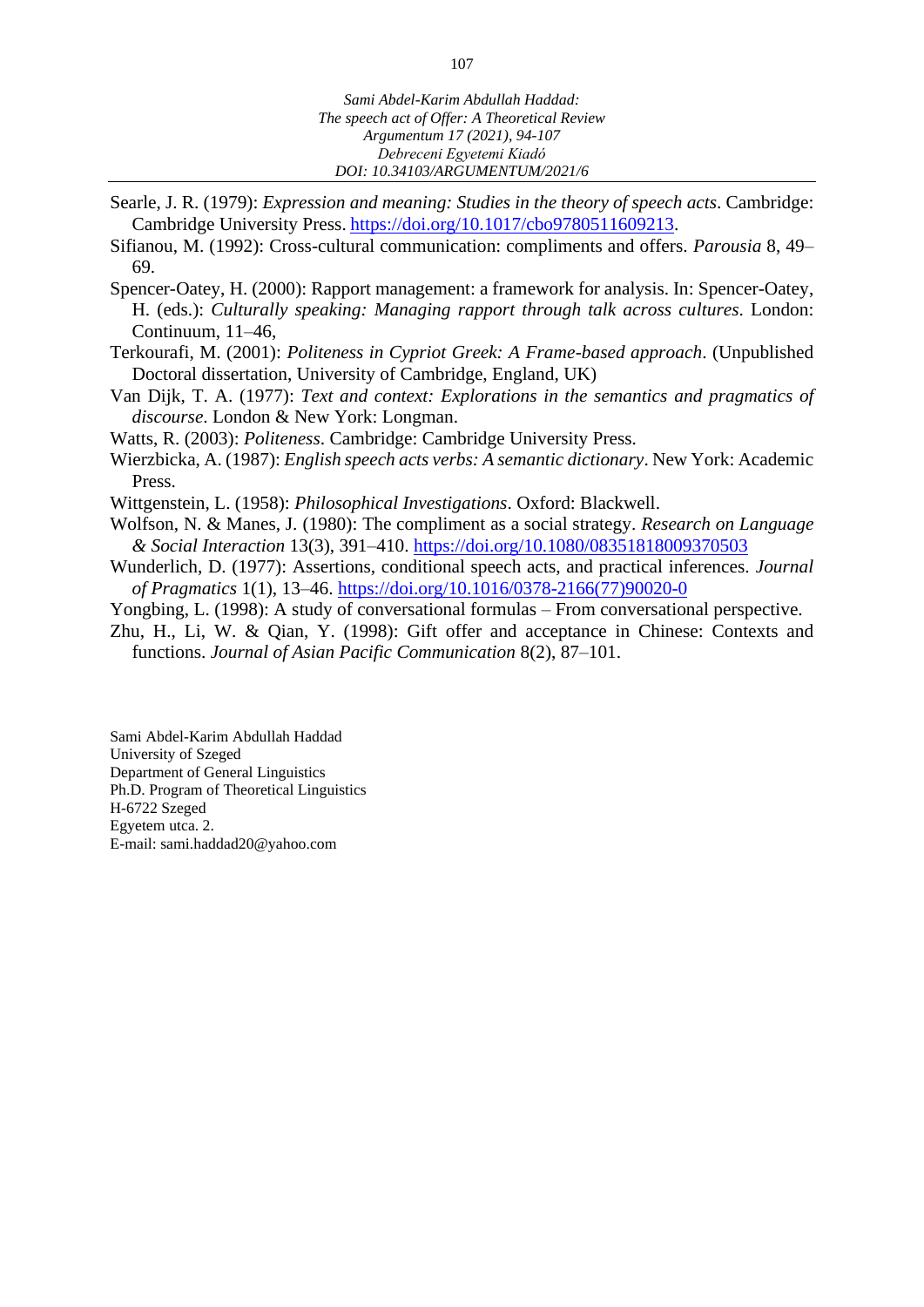Searle, J. R. (1979): *Expression and meaning: Studies in the theory of speech acts*. Cambridge: Cambridge University Press. https://doi.org/10.1017/cbo9780511609213.

Sifianou, M. (1992): Cross-cultural communication: compliments and offers. *Parousia* 8, 49–69.

Spencer-Oatey, H. (2000): Rapport management: a framework for analysis. In: Spencer-Oatey, H. (eds.): *Culturally speaking: Managing rapport through talk across cultures*. London: Continuum, 11–46,

Terkourafi, M. (2001): *Politeness in Cypriot Greek: A Frame-based approach*. (Unpublished Doctoral dissertation, University of Cambridge, England, UK)

Van Dijk, T. A. (1977): *Text and context: Explorations in the semantics and pragmatics of discourse*. London & New York: Longman.

Watts, R. (2003): *Politeness*. Cambridge: Cambridge University Press.

Wierzbicka, A. (1987): *English speech acts verbs: A semantic dictionary*. New York: Academic Press.

Wittgenstein, L. (1958): *Philosophical Investigations*. Oxford: Blackwell.

Wolfson, N. & Manes, J. (1980): The compliment as a social strategy. *Research on Language & Social Interaction* 13(3), 391–410. https://doi.org/10.1080/08351818009370503

Wunderlich, D. (1977): Assertions, conditional speech acts, and practical inferences. *Journal of Pragmatics* 1(1), 13–46. https://doi.org/10.1016/0378-2166(77)90020-0

Yongbing, L. (1998): A study of conversational formulas – From conversational perspective.

Zhu, H., Li, W. & Qian, Y. (1998): Gift offer and acceptance in Chinese: Contexts and functions. *Journal of Asian Pacific Communication* 8(2), 87–101.

Sami Abdel-Karim Abdullah Haddad
University of Szeged
Department of General Linguistics
Ph.D. Program of Theoretical Linguistics
H-6722 Szeged
Egyetem utca. 2.
E-mail: sami.haddad20@yahoo.com